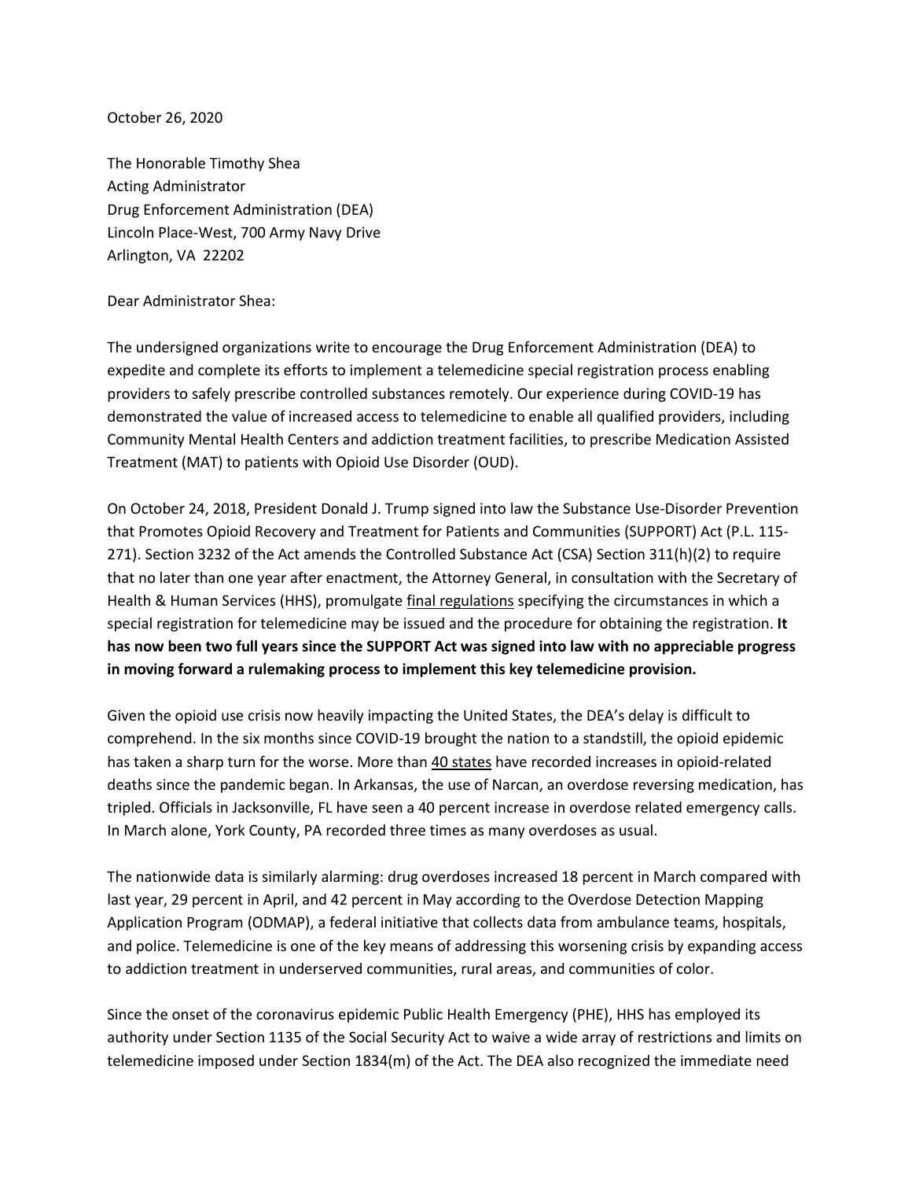October 26, 2020

The Honorable Timothy Shea
Acting Administrator
Drug Enforcement Administration (DEA)
Lincoln Place-West, 700 Army Navy Drive
Arlington, VA 22202

Dear Administrator Shea:

The undersigned organizations write to encourage the Drug Enforcement Administration (DEA) to expedite and complete its efforts to implement a telemedicine special registration process enabling providers to safely prescribe controlled substances remotely. Our experience during COVID-19 has demonstrated the value of increased access to telemedicine to enable all qualified providers, including Community Mental Health Centers and addiction treatment facilities, to prescribe Medication Assisted Treatment (MAT) to patients with Opioid Use Disorder (OUD).

On October 24, 2018, President Donald J. Trump signed into law the Substance Use-Disorder Prevention that Promotes Opioid Recovery and Treatment for Patients and Communities (SUPPORT) Act (P.L. 115-271). Section 3232 of the Act amends the Controlled Substance Act (CSA) Section 311(h)(2) to require that no later than one year after enactment, the Attorney General, in consultation with the Secretary of Health & Human Services (HHS), promulgate final regulations specifying the circumstances in which a special registration for telemedicine may be issued and the procedure for obtaining the registration. **It has now been two full years since the SUPPORT Act was signed into law with no appreciable progress in moving forward a rulemaking process to implement this key telemedicine provision.**

Given the opioid use crisis now heavily impacting the United States, the DEA's delay is difficult to comprehend. In the six months since COVID-19 brought the nation to a standstill, the opioid epidemic has taken a sharp turn for the worse. More than 40 states have recorded increases in opioid-related deaths since the pandemic began. In Arkansas, the use of Narcan, an overdose reversing medication, has tripled. Officials in Jacksonville, FL have seen a 40 percent increase in overdose related emergency calls. In March alone, York County, PA recorded three times as many overdoses as usual.

The nationwide data is similarly alarming: drug overdoses increased 18 percent in March compared with last year, 29 percent in April, and 42 percent in May according to the Overdose Detection Mapping Application Program (ODMAP), a federal initiative that collects data from ambulance teams, hospitals, and police. Telemedicine is one of the key means of addressing this worsening crisis by expanding access to addiction treatment in underserved communities, rural areas, and communities of color.

Since the onset of the coronavirus epidemic Public Health Emergency (PHE), HHS has employed its authority under Section 1135 of the Social Security Act to waive a wide array of restrictions and limits on telemedicine imposed under Section 1834(m) of the Act. The DEA also recognized the immediate need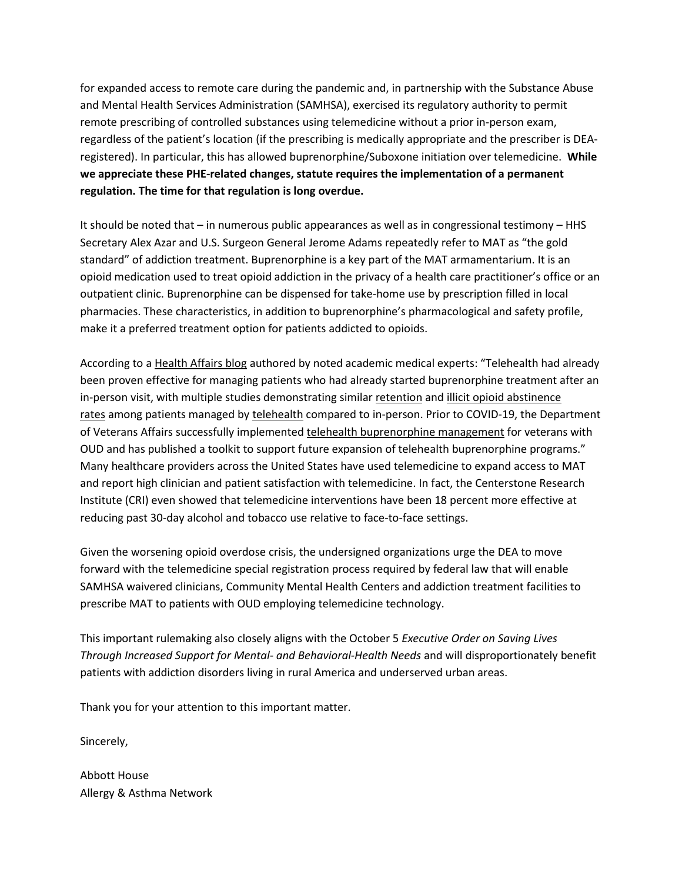for expanded access to remote care during the pandemic and, in partnership with the Substance Abuse and Mental Health Services Administration (SAMHSA), exercised its regulatory authority to permit remote prescribing of controlled substances using telemedicine without a prior in-person exam, regardless of the patient's location (if the prescribing is medically appropriate and the prescriber is DEA-registered). In particular, this has allowed buprenorphine/Suboxone initiation over telemedicine. **While we appreciate these PHE-related changes, statute requires the implementation of a permanent regulation. The time for that regulation is long overdue.**

It should be noted that – in numerous public appearances as well as in congressional testimony – HHS Secretary Alex Azar and U.S. Surgeon General Jerome Adams repeatedly refer to MAT as "the gold standard" of addiction treatment. Buprenorphine is a key part of the MAT armamentarium. It is an opioid medication used to treat opioid addiction in the privacy of a health care practitioner's office or an outpatient clinic. Buprenorphine can be dispensed for take-home use by prescription filled in local pharmacies. These characteristics, in addition to buprenorphine's pharmacological and safety profile, make it a preferred treatment option for patients addicted to opioids.

According to a Health Affairs blog authored by noted academic medical experts: "Telehealth had already been proven effective for managing patients who had already started buprenorphine treatment after an in-person visit, with multiple studies demonstrating similar retention and illicit opioid abstinence rates among patients managed by telehealth compared to in-person. Prior to COVID-19, the Department of Veterans Affairs successfully implemented telehealth buprenorphine management for veterans with OUD and has published a toolkit to support future expansion of telehealth buprenorphine programs." Many healthcare providers across the United States have used telemedicine to expand access to MAT and report high clinician and patient satisfaction with telemedicine. In fact, the Centerstone Research Institute (CRI) even showed that telemedicine interventions have been 18 percent more effective at reducing past 30-day alcohol and tobacco use relative to face-to-face settings.

Given the worsening opioid overdose crisis, the undersigned organizations urge the DEA to move forward with the telemedicine special registration process required by federal law that will enable SAMHSA waivered clinicians, Community Mental Health Centers and addiction treatment facilities to prescribe MAT to patients with OUD employing telemedicine technology.

This important rulemaking also closely aligns with the October 5 *Executive Order on Saving Lives Through Increased Support for Mental- and Behavioral-Health Needs* and will disproportionately benefit patients with addiction disorders living in rural America and underserved urban areas.

Thank you for your attention to this important matter.

Sincerely,

Abbott House
Allergy & Asthma Network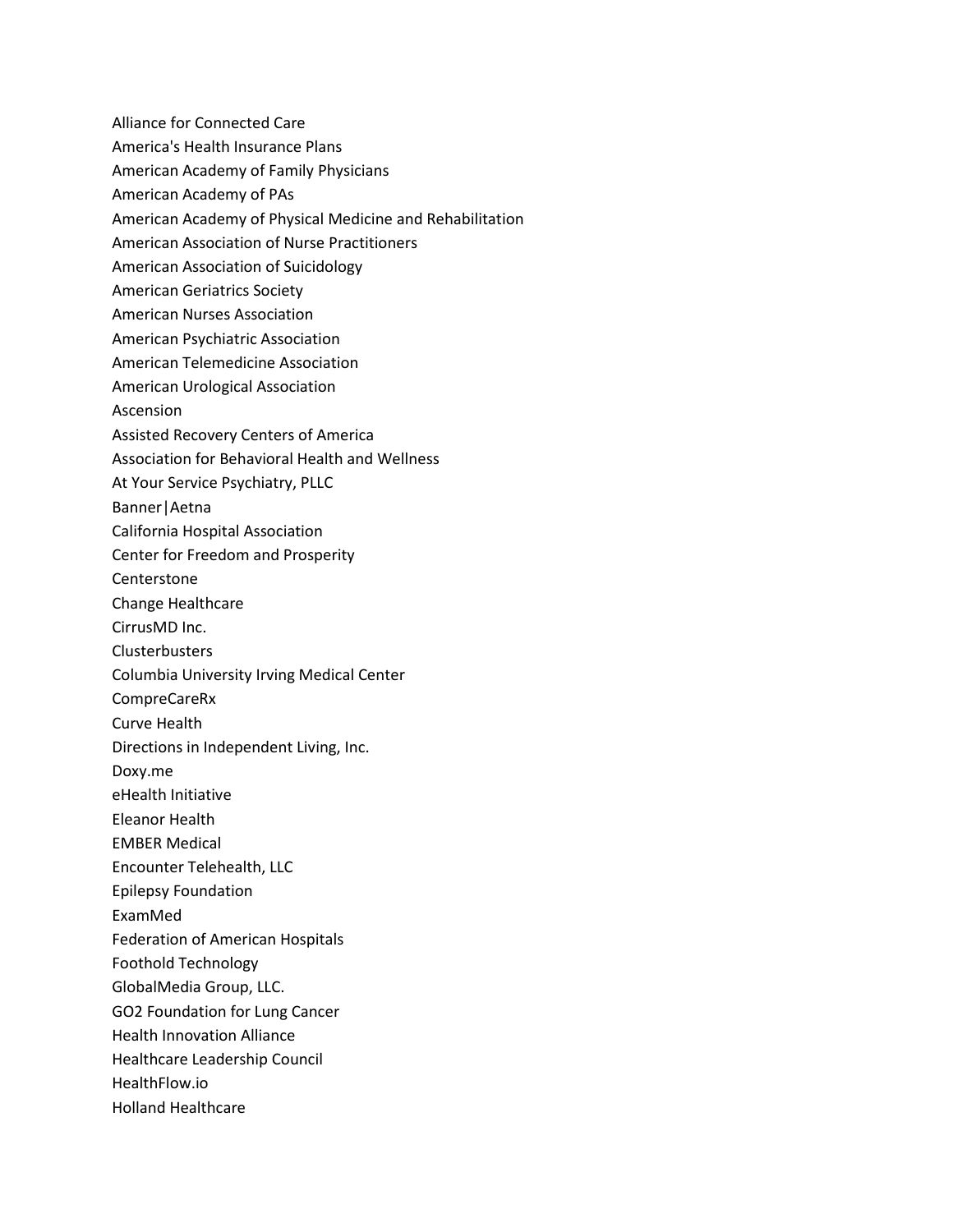Alliance for Connected Care
America's Health Insurance Plans
American Academy of Family Physicians
American Academy of PAs
American Academy of Physical Medicine and Rehabilitation
American Association of Nurse Practitioners
American Association of Suicidology
American Geriatrics Society
American Nurses Association
American Psychiatric Association
American Telemedicine Association
American Urological Association
Ascension
Assisted Recovery Centers of America
Association for Behavioral Health and Wellness
At Your Service Psychiatry, PLLC
Banner|Aetna
California Hospital Association
Center for Freedom and Prosperity
Centerstone
Change Healthcare
CirrusMD Inc.
Clusterbusters
Columbia University Irving Medical Center
CompreCareRx
Curve Health
Directions in Independent Living, Inc.
Doxy.me
eHealth Initiative
Eleanor Health
EMBER Medical
Encounter Telehealth, LLC
Epilepsy Foundation
ExamMed
Federation of American Hospitals
Foothold Technology
GlobalMedia Group, LLC.
GO2 Foundation for Lung Cancer
Health Innovation Alliance
Healthcare Leadership Council
HealthFlow.io
Holland Healthcare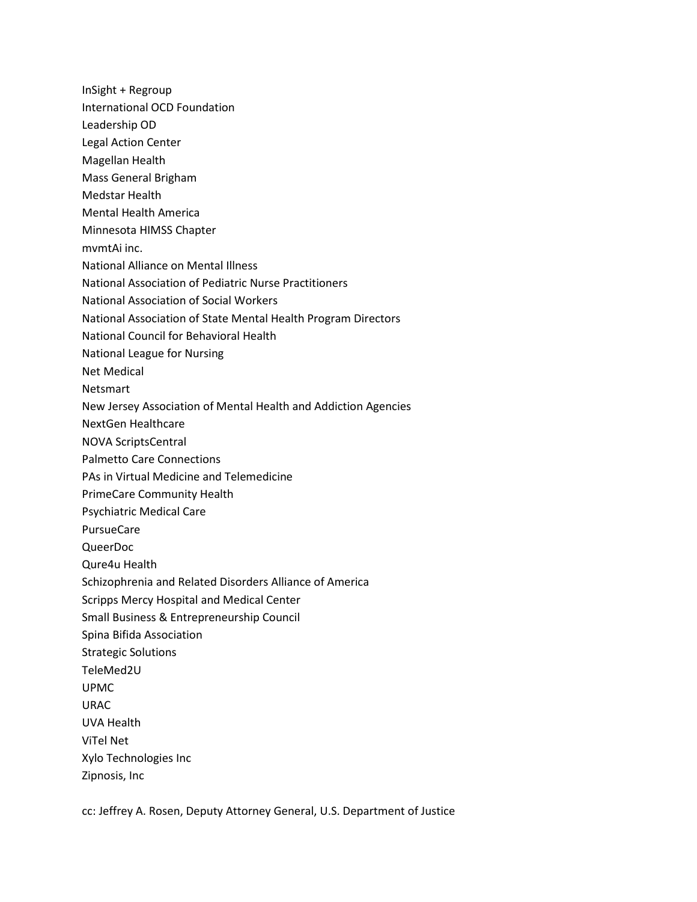InSight + Regroup
International OCD Foundation
Leadership OD
Legal Action Center
Magellan Health
Mass General Brigham
Medstar Health
Mental Health America
Minnesota HIMSS Chapter
mvmtAi inc.
National Alliance on Mental Illness
National Association of Pediatric Nurse Practitioners
National Association of Social Workers
National Association of State Mental Health Program Directors
National Council for Behavioral Health
National League for Nursing
Net Medical
Netsmart
New Jersey Association of Mental Health and Addiction Agencies
NextGen Healthcare
NOVA ScriptsCentral
Palmetto Care Connections
PAs in Virtual Medicine and Telemedicine
PrimeCare Community Health
Psychiatric Medical Care
PursueCare
QueerDoc
Qure4u Health
Schizophrenia and Related Disorders Alliance of America
Scripps Mercy Hospital and Medical Center
Small Business & Entrepreneurship Council
Spina Bifida Association
Strategic Solutions
TeleMed2U
UPMC
URAC
UVA Health
ViTel Net
Xylo Technologies Inc
Zipnosis, Inc

cc: Jeffrey A. Rosen, Deputy Attorney General, U.S. Department of Justice